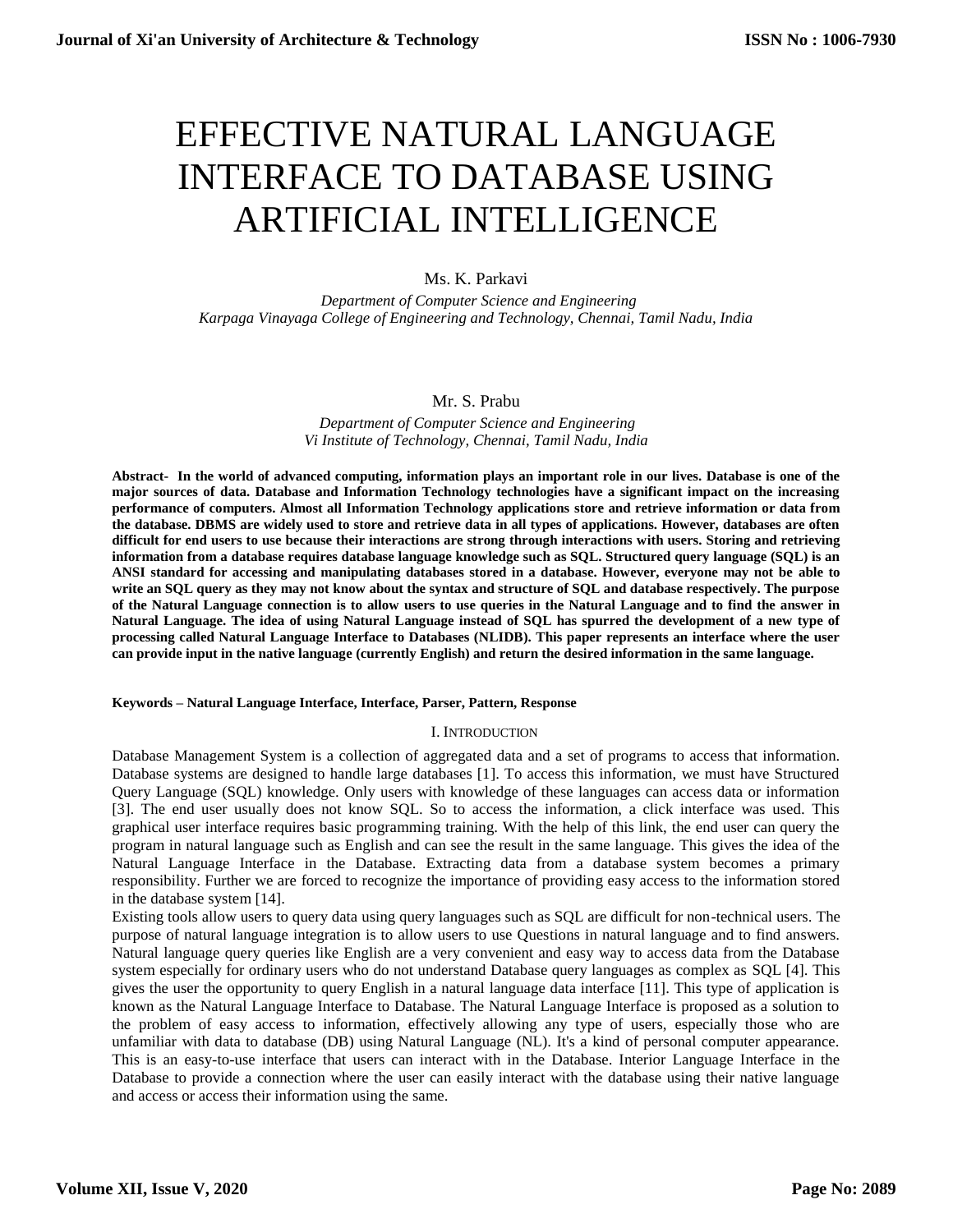# EFFECTIVE NATURAL LANGUAGE INTERFACE TO DATABASE USING ARTIFICIAL INTELLIGENCE

Ms. K. Parkavi

*Department of Computer Science and Engineering*
*Karpaga Vinayaga College of Engineering and Technology, Chennai, Tamil Nadu, India*

Mr. S. Prabu

*Department of Computer Science and Engineering*
*Vi Institute of Technology, Chennai, Tamil Nadu, India*

**Abstract- In the world of advanced computing, information plays an important role in our lives. Database is one of the major sources of data. Database and Information Technology technologies have a significant impact on the increasing performance of computers. Almost all Information Technology applications store and retrieve information or data from the database. DBMS are widely used to store and retrieve data in all types of applications. However, databases are often difficult for end users to use because their interactions are strong through interactions with users. Storing and retrieving information from a database requires database language knowledge such as SQL. Structured query language (SQL) is an ANSI standard for accessing and manipulating databases stored in a database. However, everyone may not be able to write an SQL query as they may not know about the syntax and structure of SQL and database respectively. The purpose of the Natural Language connection is to allow users to use queries in the Natural Language and to find the answer in Natural Language. The idea of using Natural Language instead of SQL has spurred the development of a new type of processing called Natural Language Interface to Databases (NLIDB). This paper represents an interface where the user can provide input in the native language (currently English) and return the desired information in the same language.**

**Keywords – Natural Language Interface, Interface, Parser, Pattern, Response**

## I. INTRODUCTION

Database Management System is a collection of aggregated data and a set of programs to access that information. Database systems are designed to handle large databases [1]. To access this information, we must have Structured Query Language (SQL) knowledge. Only users with knowledge of these languages can access data or information [3]. The end user usually does not know SQL. So to access the information, a click interface was used. This graphical user interface requires basic programming training. With the help of this link, the end user can query the program in natural language such as English and can see the result in the same language. This gives the idea of the Natural Language Interface in the Database. Extracting data from a database system becomes a primary responsibility. Further we are forced to recognize the importance of providing easy access to the information stored in the database system [14].

Existing tools allow users to query data using query languages such as SQL are difficult for non-technical users. The purpose of natural language integration is to allow users to use Questions in natural language and to find answers. Natural language query queries like English are a very convenient and easy way to access data from the Database system especially for ordinary users who do not understand Database query languages as complex as SQL [4]. This gives the user the opportunity to query English in a natural language data interface [11]. This type of application is known as the Natural Language Interface to Database. The Natural Language Interface is proposed as a solution to the problem of easy access to information, effectively allowing any type of users, especially those who are unfamiliar with data to database (DB) using Natural Language (NL). It's a kind of personal computer appearance. This is an easy-to-use interface that users can interact with in the Database. Interior Language Interface in the Database to provide a connection where the user can easily interact with the database using their native language and access or access their information using the same.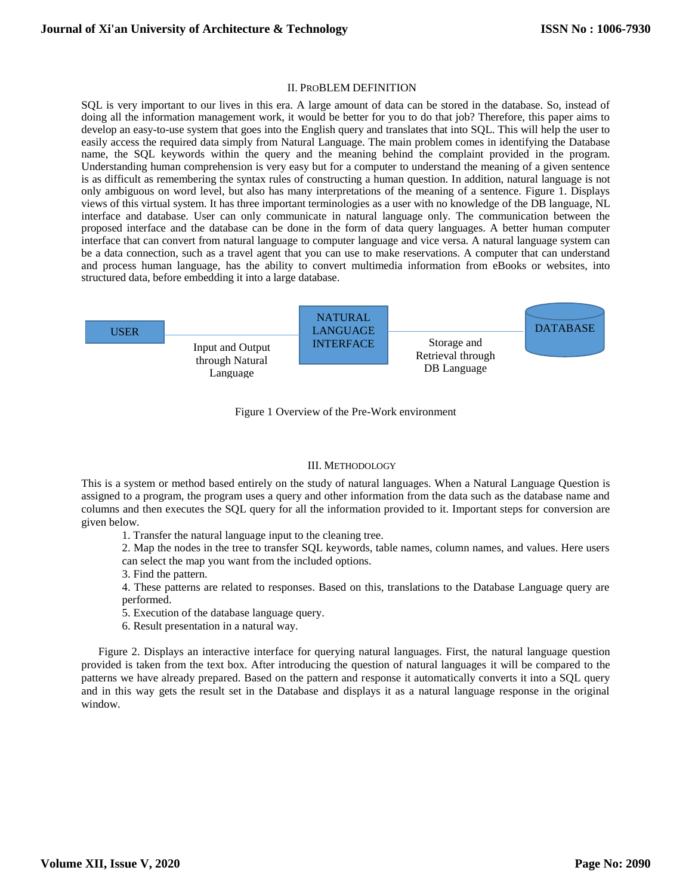## II. PROBLEM DEFINITION

SQL is very important to our lives in this era. A large amount of data can be stored in the database. So, instead of doing all the information management work, it would be better for you to do that job? Therefore, this paper aims to develop an easy-to-use system that goes into the English query and translates that into SQL. This will help the user to easily access the required data simply from Natural Language. The main problem comes in identifying the Database name, the SQL keywords within the query and the meaning behind the complaint provided in the program. Understanding human comprehension is very easy but for a computer to understand the meaning of a given sentence is as difficult as remembering the syntax rules of constructing a human question. In addition, natural language is not only ambiguous on word level, but also has many interpretations of the meaning of a sentence. Figure 1. Displays views of this virtual system. It has three important terminologies as a user with no knowledge of the DB language, NL interface and database. User can only communicate in natural language only. The communication between the proposed interface and the database can be done in the form of data query languages. A better human computer interface that can convert from natural language to computer language and vice versa. A natural language system can be a data connection, such as a travel agent that you can use to make reservations. A computer that can understand and process human language, has the ability to convert multimedia information from eBooks or websites, into structured data, before embedding it into a large database.

USER — Input and Output through Natural Language — NATURAL LANGUAGE INTERFACE — Storage and Retrieval through DB Language — DATABASE

Figure 1 Overview of the Pre-Work environment

## III. METHODOLOGY

This is a system or method based entirely on the study of natural languages. When a Natural Language Question is assigned to a program, the program uses a query and other information from the data such as the database name and columns and then executes the SQL query for all the information provided to it. Important steps for conversion are given below.

1. Transfer the natural language input to the cleaning tree.
2. Map the nodes in the tree to transfer SQL keywords, table names, column names, and values. Here users can select the map you want from the included options.
3. Find the pattern.
4. These patterns are related to responses. Based on this, translations to the Database Language query are performed.
5. Execution of the database language query.
6. Result presentation in a natural way.

Figure 2. Displays an interactive interface for querying natural languages. First, the natural language question provided is taken from the text box. After introducing the question of natural languages it will be compared to the patterns we have already prepared. Based on the pattern and response it automatically converts it into a SQL query and in this way gets the result set in the Database and displays it as a natural language response in the original window.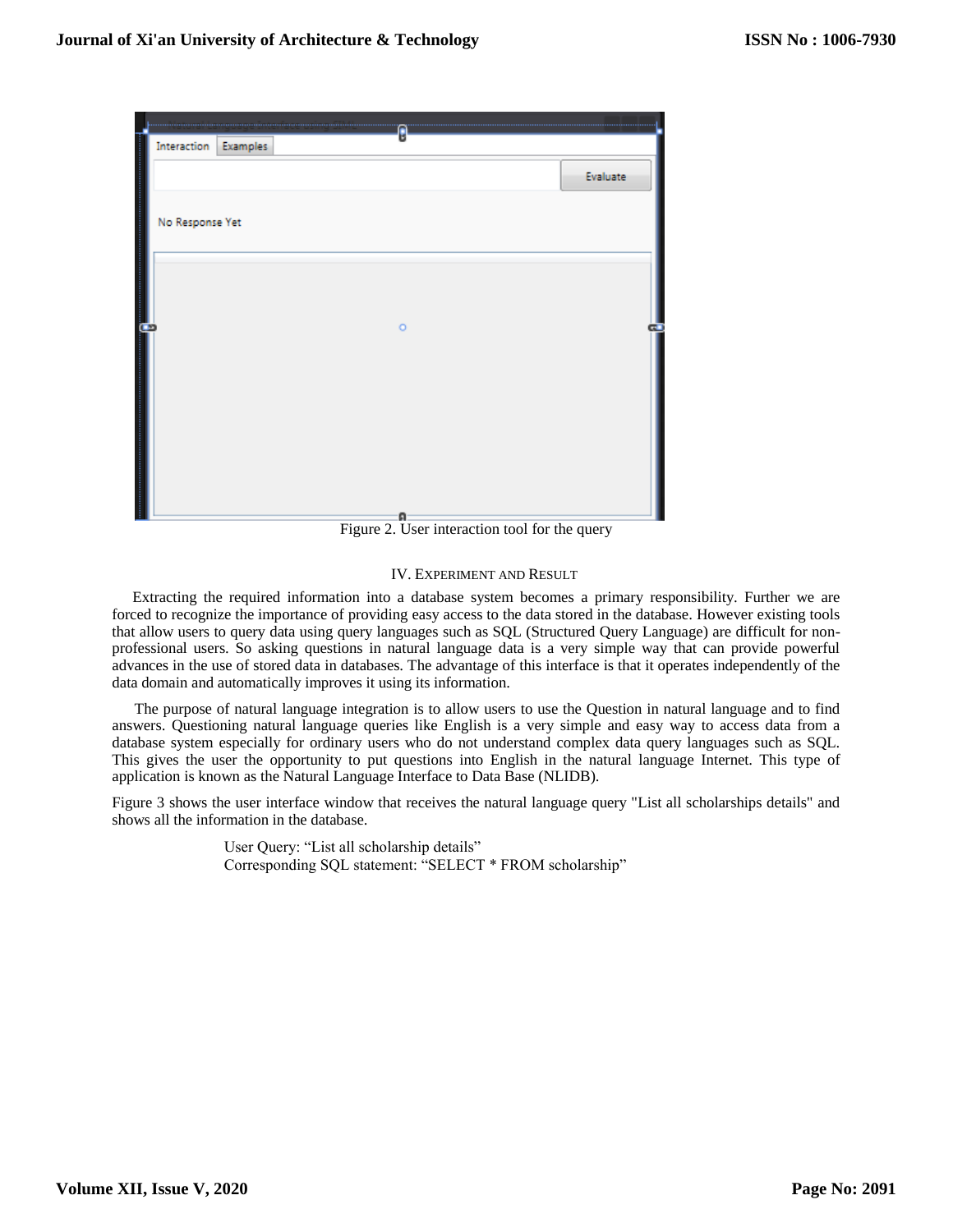Figure 2. User interaction tool for the query

## IV. Experiment and Result

Extracting the required information into a database system becomes a primary responsibility. Further we are forced to recognize the importance of providing easy access to the data stored in the database. However existing tools that allow users to query data using query languages such as SQL (Structured Query Language) are difficult for non-professional users. So asking questions in natural language data is a very simple way that can provide powerful advances in the use of stored data in databases. The advantage of this interface is that it operates independently of the data domain and automatically improves it using its information.

The purpose of natural language integration is to allow users to use the Question in natural language and to find answers. Questioning natural language queries like English is a very simple and easy way to access data from a database system especially for ordinary users who do not understand complex data query languages such as SQL. This gives the user the opportunity to put questions into English in the natural language Internet. This type of application is known as the Natural Language Interface to Data Base (NLIDB).

Figure 3 shows the user interface window that receives the natural language query "List all scholarships details" and shows all the information in the database.

User Query: “List all scholarship details”
Corresponding SQL statement: “SELECT * FROM scholarship”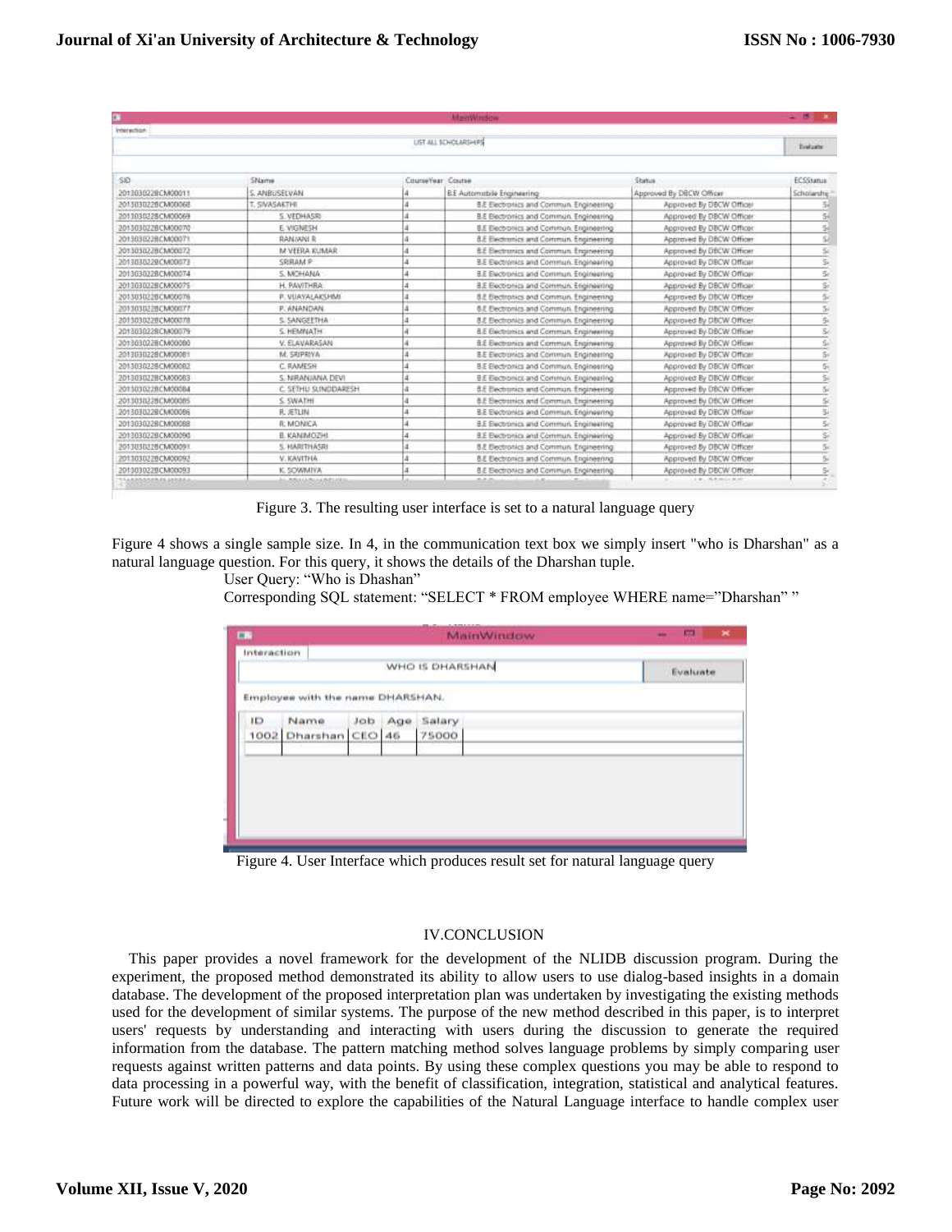Figure 3. The resulting user interface is set to a natural language query

Figure 4 shows a single sample size. In 4, in the communication text box we simply insert "who is Dharshan" as a natural language question. For this query, it shows the details of the Dharshan tuple.

User Query: "Who is Dhashan"

Corresponding SQL statement: "SELECT * FROM employee WHERE name="Dharshan" "

Figure 4. User Interface which produces result set for natural language query

## IV.CONCLUSION

This paper provides a novel framework for the development of the NLIDB discussion program. During the experiment, the proposed method demonstrated its ability to allow users to use dialog-based insights in a domain database. The development of the proposed interpretation plan was undertaken by investigating the existing methods used for the development of similar systems. The purpose of the new method described in this paper, is to interpret users' requests by understanding and interacting with users during the discussion to generate the required information from the database. The pattern matching method solves language problems by simply comparing user requests against written patterns and data points. By using these complex questions you may be able to respond to data processing in a powerful way, with the benefit of classification, integration, statistical and analytical features. Future work will be directed to explore the capabilities of the Natural Language interface to handle complex user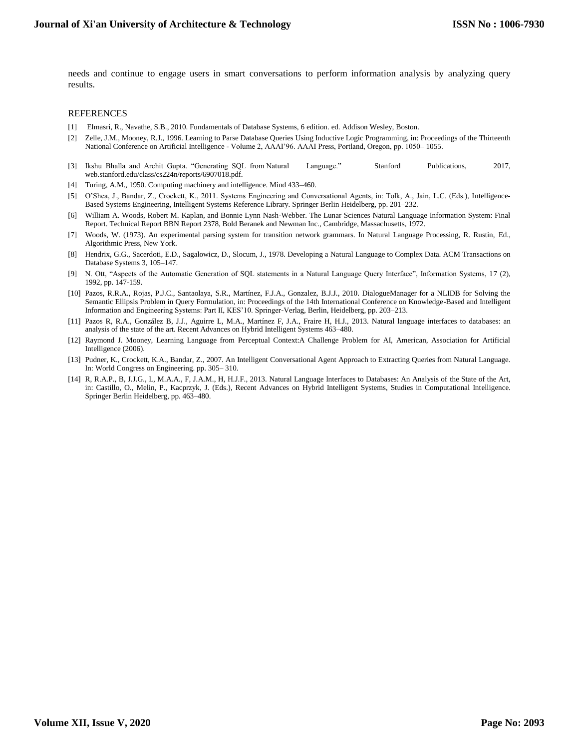needs and continue to engage users in smart conversations to perform information analysis by analyzing query results.

## REFERENCES

[1] Elmasri, R., Navathe, S.B., 2010. Fundamentals of Database Systems, 6 edition. ed. Addison Wesley, Boston.

[2] Zelle, J.M., Mooney, R.J., 1996. Learning to Parse Database Queries Using Inductive Logic Programming, in: Proceedings of the Thirteenth National Conference on Artificial Intelligence - Volume 2, AAAI'96. AAAI Press, Portland, Oregon, pp. 1050– 1055.

[3] Ikshu Bhalla and Archit Gupta. "Generating SQL from Natural Language." Stanford Publications, 2017, web.stanford.edu/class/cs224n/reports/6907018.pdf.

[4] Turing, A.M., 1950. Computing machinery and intelligence. Mind 433–460.

[5] O'Shea, J., Bandar, Z., Crockett, K., 2011. Systems Engineering and Conversational Agents, in: Tolk, A., Jain, L.C. (Eds.), Intelligence-Based Systems Engineering, Intelligent Systems Reference Library. Springer Berlin Heidelberg, pp. 201–232.

[6] William A. Woods, Robert M. Kaplan, and Bonnie Lynn Nash-Webber. The Lunar Sciences Natural Language Information System: Final Report. Technical Report BBN Report 2378, Bold Beranek and Newman Inc., Cambridge, Massachusetts, 1972.

[7] Woods, W. (1973). An experimental parsing system for transition network grammars. In Natural Language Processing, R. Rustin, Ed., Algorithmic Press, New York.

[8] Hendrix, G.G., Sacerdoti, E.D., Sagalowicz, D., Slocum, J., 1978. Developing a Natural Language to Complex Data. ACM Transactions on Database Systems 3, 105–147.

[9] N. Ott, "Aspects of the Automatic Generation of SQL statements in a Natural Language Query Interface", Information Systems, 17 (2), 1992, pp. 147-159.

[10] Pazos, R.R.A., Rojas, P.J.C., Santaolaya, S.R., Martínez, F.J.A., Gonzalez, B.J.J., 2010. DialogueManager for a NLIDB for Solving the Semantic Ellipsis Problem in Query Formulation, in: Proceedings of the 14th International Conference on Knowledge-Based and Intelligent Information and Engineering Systems: Part II, KES'10. Springer-Verlag, Berlin, Heidelberg, pp. 203–213.

[11] Pazos R, R.A., González B, J.J., Aguirre L, M.A., Martínez F, J.A., Fraire H, H.J., 2013. Natural language interfaces to databases: an analysis of the state of the art. Recent Advances on Hybrid Intelligent Systems 463–480.

[12] Raymond J. Mooney, Learning Language from Perceptual Context:A Challenge Problem for AI, American, Association for Artificial Intelligence (2006).

[13] Pudner, K., Crockett, K.A., Bandar, Z., 2007. An Intelligent Conversational Agent Approach to Extracting Queries from Natural Language. In: World Congress on Engineering. pp. 305– 310.

[14] R, R.A.P., B, J.J.G., L, M.A.A., F, J.A.M., H, H.J.F., 2013. Natural Language Interfaces to Databases: An Analysis of the State of the Art, in: Castillo, O., Melin, P., Kacprzyk, J. (Eds.), Recent Advances on Hybrid Intelligent Systems, Studies in Computational Intelligence. Springer Berlin Heidelberg, pp. 463–480.